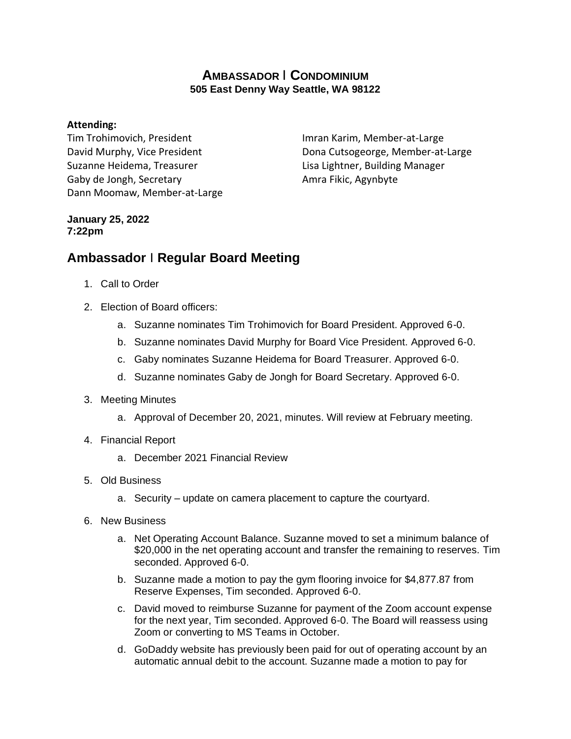# Ambassador | Condominium
**505 East Denny Way Seattle, WA 98122**

**Attending:**

Tim Trohimovich, President
David Murphy, Vice President
Suzanne Heidema, Treasurer
Gaby de Jongh, Secretary
Dann Moomaw, Member-at-Large
Imran Karim, Member-at-Large
Dona Cutsogeorge, Member-at-Large
Lisa Lightner, Building Manager
Amra Fikic, Agynbyte

**January 25, 2022**
**7:22pm**

## Ambassador | Regular Board Meeting

1. Call to Order
2. Election of Board officers:
    a. Suzanne nominates Tim Trohimovich for Board President. Approved 6-0.
    b. Suzanne nominates David Murphy for Board Vice President. Approved 6-0.
    c. Gaby nominates Suzanne Heidema for Board Treasurer. Approved 6-0.
    d. Suzanne nominates Gaby de Jongh for Board Secretary. Approved 6-0.
3. Meeting Minutes
    a. Approval of December 20, 2021, minutes. Will review at February meeting.
4. Financial Report
    a. December 2021 Financial Review
5. Old Business
    a. Security – update on camera placement to capture the courtyard.
6. New Business
    a. Net Operating Account Balance. Suzanne moved to set a minimum balance of $20,000 in the net operating account and transfer the remaining to reserves. Tim seconded. Approved 6-0.
    b. Suzanne made a motion to pay the gym flooring invoice for $4,877.87 from Reserve Expenses, Tim seconded. Approved 6-0.
    c. David moved to reimburse Suzanne for payment of the Zoom account expense for the next year, Tim seconded. Approved 6-0. The Board will reassess using Zoom or converting to MS Teams in October.
    d. GoDaddy website has previously been paid for out of operating account by an automatic annual debit to the account. Suzanne made a motion to pay for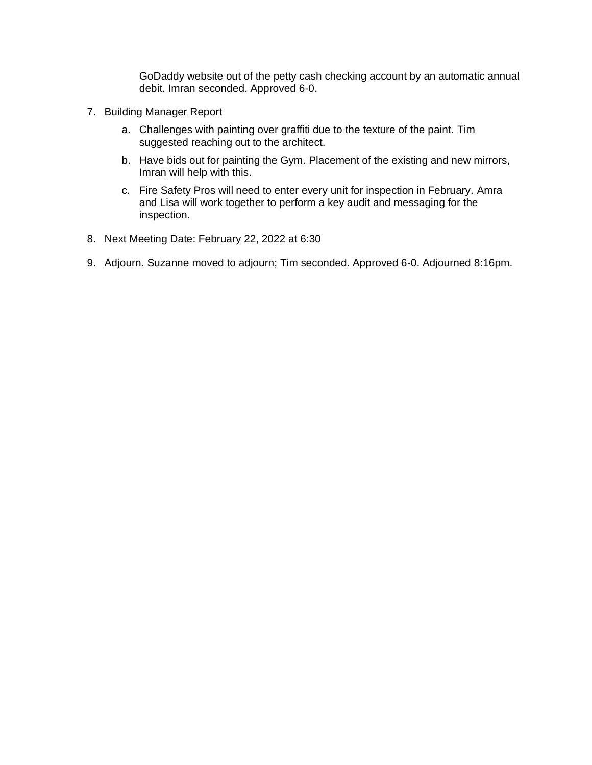GoDaddy website out of the petty cash checking account by an automatic annual debit. Imran seconded. Approved 6-0.

7. Building Manager Report
    a. Challenges with painting over graffiti due to the texture of the paint. Tim suggested reaching out to the architect.
    b. Have bids out for painting the Gym. Placement of the existing and new mirrors, Imran will help with this.
    c. Fire Safety Pros will need to enter every unit for inspection in February. Amra and Lisa will work together to perform a key audit and messaging for the inspection.
8. Next Meeting Date: February 22, 2022 at 6:30
9. Adjourn. Suzanne moved to adjourn; Tim seconded. Approved 6-0. Adjourned 8:16pm.